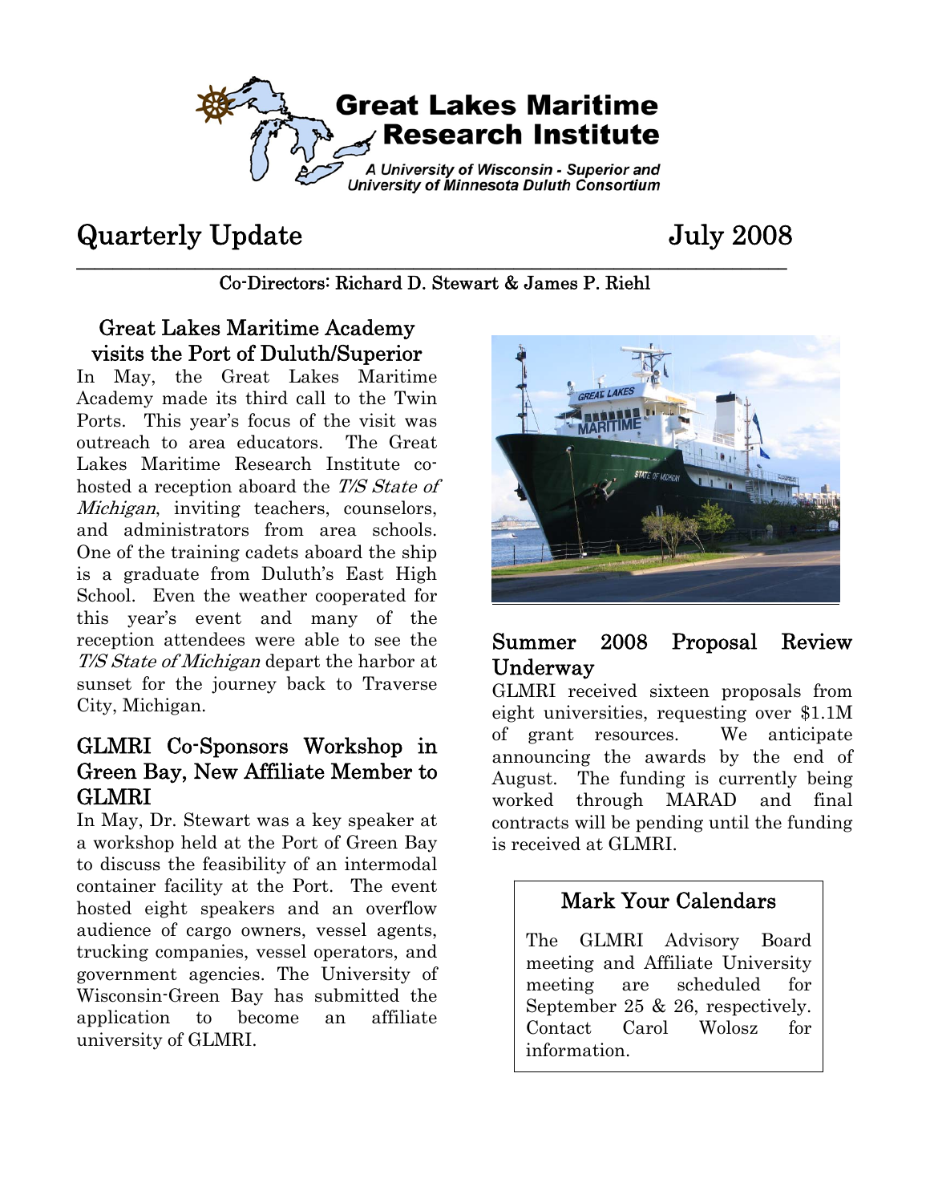# Great Lakes Maritime Research Institute

*A University of Wisconsin - Superior and University of Minnesota Duluth Consortium*

## Quarterly Update — July 2008

Co-Directors: Richard D. Stewart & James P. Riehl

### Great Lakes Maritime Academy visits the Port of Duluth/Superior

In May, the Great Lakes Maritime Academy made its third call to the Twin Ports. This year's focus of the visit was outreach to area educators. The Great Lakes Maritime Research Institute co-hosted a reception aboard the *T/S State of Michigan*, inviting teachers, counselors, and administrators from area schools. One of the training cadets aboard the ship is a graduate from Duluth's East High School. Even the weather cooperated for this year's event and many of the reception attendees were able to see the *T/S State of Michigan* depart the harbor at sunset for the journey back to Traverse City, Michigan.

### GLMRI Co-Sponsors Workshop in Green Bay, New Affiliate Member to GLMRI

In May, Dr. Stewart was a key speaker at a workshop held at the Port of Green Bay to discuss the feasibility of an intermodal container facility at the Port. The event hosted eight speakers and an overflow audience of cargo owners, vessel agents, trucking companies, vessel operators, and government agencies. The University of Wisconsin-Green Bay has submitted the application to become an affiliate university of GLMRI.

### Summer 2008 Proposal Review Underway

GLMRI received sixteen proposals from eight universities, requesting over $1.1M of grant resources. We anticipate announcing the awards by the end of August. The funding is currently being worked through MARAD and final contracts will be pending until the funding is received at GLMRI.

### Mark Your Calendars

The GLMRI Advisory Board meeting and Affiliate University meeting are scheduled for September 25 & 26, respectively. Contact Carol Wolosz for information.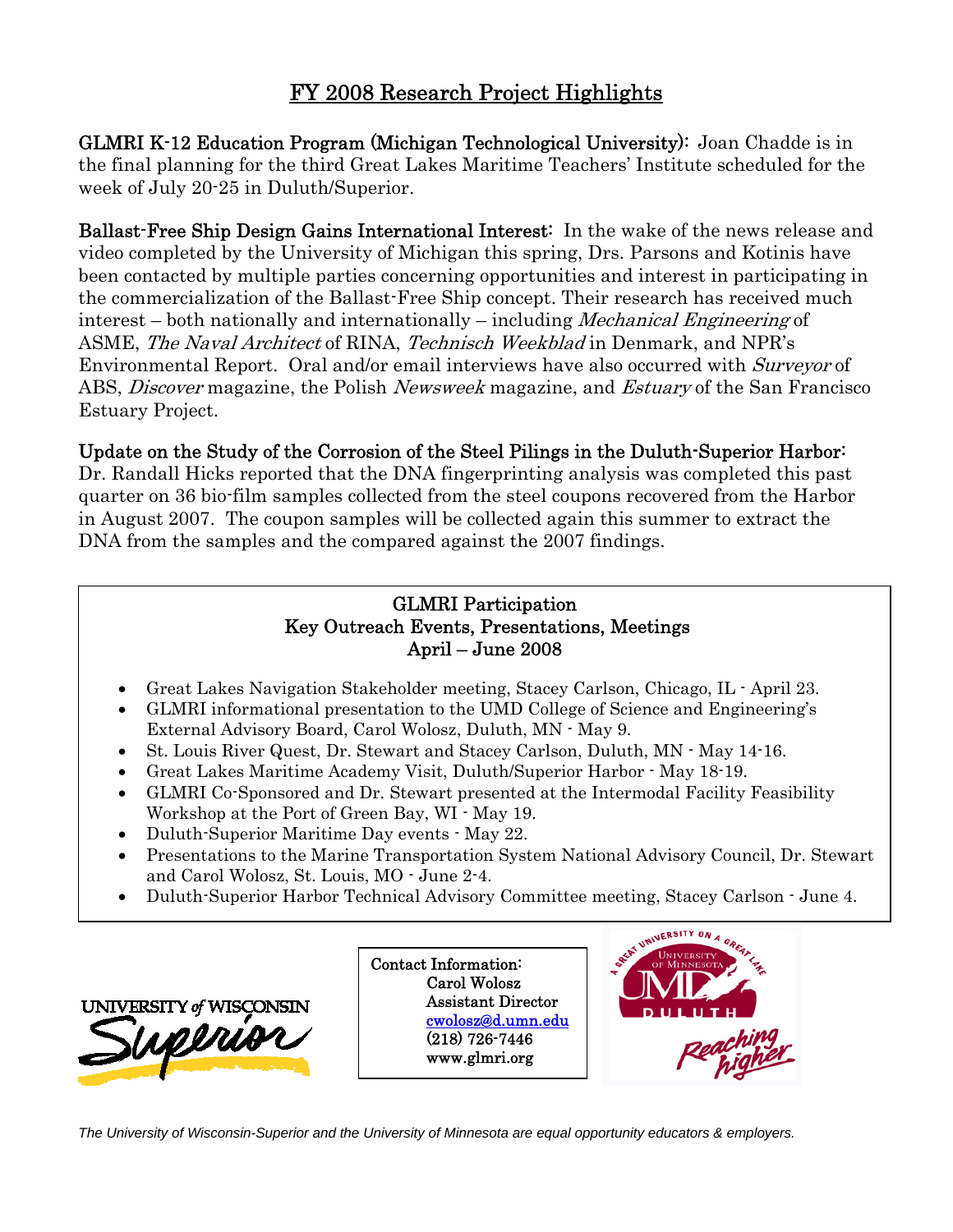## FY 2008 Research Project Highlights

**GLMRI K-12 Education Program (Michigan Technological University):** Joan Chadde is in the final planning for the third Great Lakes Maritime Teachers' Institute scheduled for the week of July 20-25 in Duluth/Superior.

**Ballast-Free Ship Design Gains International Interest:** In the wake of the news release and video completed by the University of Michigan this spring, Drs. Parsons and Kotinis have been contacted by multiple parties concerning opportunities and interest in participating in the commercialization of the Ballast-Free Ship concept. Their research has received much interest – both nationally and internationally – including *Mechanical Engineering* of ASME, *The Naval Architect* of RINA, *Technisch Weekblad* in Denmark, and NPR's Environmental Report. Oral and/or email interviews have also occurred with *Surveyor* of ABS, *Discover* magazine, the Polish *Newsweek* magazine, and *Estuary* of the San Francisco Estuary Project.

**Update on the Study of the Corrosion of the Steel Pilings in the Duluth-Superior Harbor:** Dr. Randall Hicks reported that the DNA fingerprinting analysis was completed this past quarter on 36 bio-film samples collected from the steel coupons recovered from the Harbor in August 2007. The coupon samples will be collected again this summer to extract the DNA from the samples and the compared against the 2007 findings.

### GLMRI Participation
### Key Outreach Events, Presentations, Meetings
### April – June 2008

- Great Lakes Navigation Stakeholder meeting, Stacey Carlson, Chicago, IL - April 23.
- GLMRI informational presentation to the UMD College of Science and Engineering's External Advisory Board, Carol Wolosz, Duluth, MN - May 9.
- St. Louis River Quest, Dr. Stewart and Stacey Carlson, Duluth, MN - May 14-16.
- Great Lakes Maritime Academy Visit, Duluth/Superior Harbor - May 18-19.
- GLMRI Co-Sponsored and Dr. Stewart presented at the Intermodal Facility Feasibility Workshop at the Port of Green Bay, WI - May 19.
- Duluth-Superior Maritime Day events - May 22.
- Presentations to the Marine Transportation System National Advisory Council, Dr. Stewart and Carol Wolosz, St. Louis, MO - June 2-4.
- Duluth-Superior Harbor Technical Advisory Committee meeting, Stacey Carlson - June 4.

UNIVERSITY *of* WISCONSIN Superior

Contact Information:
Carol Wolosz
Assistant Director
cwolosz@d.umn.edu
(218) 726-7446
www.glmri.org

A GREAT UNIVERSITY ON A GREAT LAKE
UNIVERSITY OF MINNESOTA UMD DULUTH
Reaching higher

*The University of Wisconsin-Superior and the University of Minnesota are equal opportunity educators & employers.*